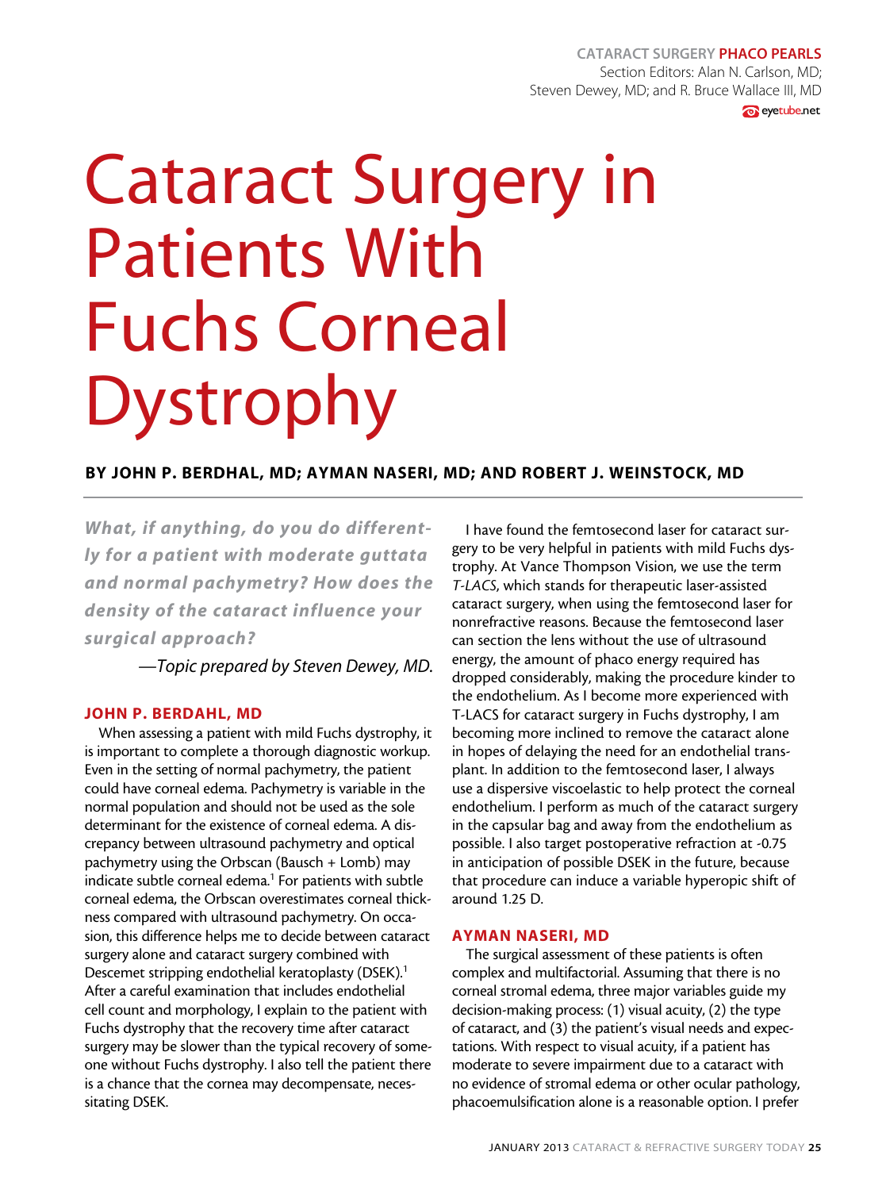CATARACT SURGERY **PHACO PEARLS**

Section Editors: Alan N. Carlson, MD; Steven Dewey, MD; and R. Bruce Wallace III, MD

# Cataract Surgery in Patients With Fuchs Corneal Dystrophy

**BY JOHN P. BERDHAL, MD; AYMAN NASERI, MD; AND ROBERT J. WEINSTOCK, MD**

***What, if anything, do you do differently for a patient with moderate guttata and normal pachymetry? How does the density of the cataract influence your surgical approach?***

*—Topic prepared by Steven Dewey, MD.*

## JOHN P. BERDAHL, MD

When assessing a patient with mild Fuchs dystrophy, it is important to complete a thorough diagnostic workup. Even in the setting of normal pachymetry, the patient could have corneal edema. Pachymetry is variable in the normal population and should not be used as the sole determinant for the existence of corneal edema. A discrepancy between ultrasound pachymetry and optical pachymetry using the Orbscan (Bausch + Lomb) may indicate subtle corneal edema.[1] For patients with subtle corneal edema, the Orbscan overestimates corneal thickness compared with ultrasound pachymetry. On occasion, this difference helps me to decide between cataract surgery alone and cataract surgery combined with Descemet stripping endothelial keratoplasty (DSEK).[1] After a careful examination that includes endothelial cell count and morphology, I explain to the patient with Fuchs dystrophy that the recovery time after cataract surgery may be slower than the typical recovery of someone without Fuchs dystrophy. I also tell the patient there is a chance that the cornea may decompensate, necessitating DSEK.

I have found the femtosecond laser for cataract surgery to be very helpful in patients with mild Fuchs dystrophy. At Vance Thompson Vision, we use the term *T-LACS*, which stands for therapeutic laser-assisted cataract surgery, when using the femtosecond laser for nonrefractive reasons. Because the femtosecond laser can section the lens without the use of ultrasound energy, the amount of phaco energy required has dropped considerably, making the procedure kinder to the endothelium. As I become more experienced with T-LACS for cataract surgery in Fuchs dystrophy, I am becoming more inclined to remove the cataract alone in hopes of delaying the need for an endothelial transplant. In addition to the femtosecond laser, I always use a dispersive viscoelastic to help protect the corneal endothelium. I perform as much of the cataract surgery in the capsular bag and away from the endothelium as possible. I also target postoperative refraction at -0.75 in anticipation of possible DSEK in the future, because that procedure can induce a variable hyperopic shift of around 1.25 D.

## AYMAN NASERI, MD

The surgical assessment of these patients is often complex and multifactorial. Assuming that there is no corneal stromal edema, three major variables guide my decision-making process: (1) visual acuity, (2) the type of cataract, and (3) the patient's visual needs and expectations. With respect to visual acuity, if a patient has moderate to severe impairment due to a cataract with no evidence of stromal edema or other ocular pathology, phacoemulsification alone is a reasonable option. I prefer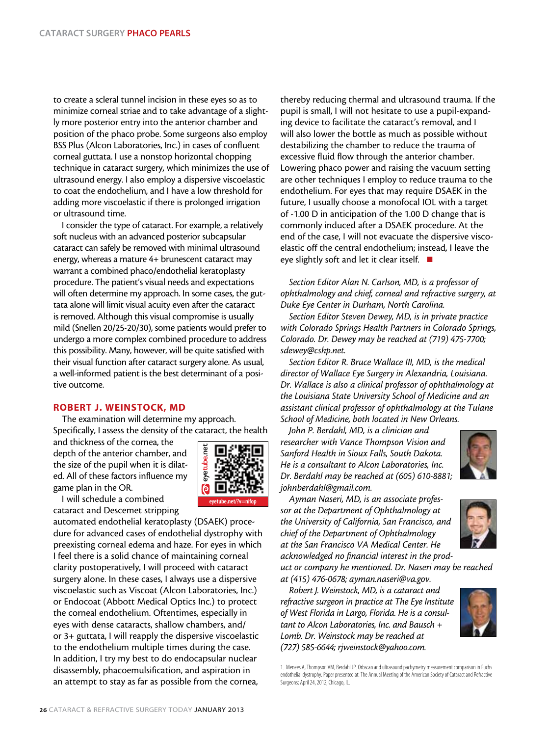to create a scleral tunnel incision in these eyes so as to minimize corneal striae and to take advantage of a slightly more posterior entry into the anterior chamber and position of the phaco probe. Some surgeons also employ BSS Plus (Alcon Laboratories, Inc.) in cases of confluent corneal guttata. I use a nonstop horizontal chopping technique in cataract surgery, which minimizes the use of ultrasound energy. I also employ a dispersive viscoelastic to coat the endothelium, and I have a low threshold for adding more viscoelastic if there is prolonged irrigation or ultrasound time.

I consider the type of cataract. For example, a relatively soft nucleus with an advanced posterior subcapsular cataract can safely be removed with minimal ultrasound energy, whereas a mature 4+ brunescent cataract may warrant a combined phaco/endothelial keratoplasty procedure. The patient's visual needs and expectations will often determine my approach. In some cases, the guttata alone will limit visual acuity even after the cataract is removed. Although this visual compromise is usually mild (Snellen 20/25-20/30), some patients would prefer to undergo a more complex combined procedure to address this possibility. Many, however, will be quite satisfied with their visual function after cataract surgery alone. As usual, a well-informed patient is the best determinant of a positive outcome.

## ROBERT J. WEINSTOCK, MD

The examination will determine my approach. Specifically, I assess the density of the cataract, the health and thickness of the cornea, the depth of the anterior chamber, and the size of the pupil when it is dilated. All of these factors influence my game plan in the OR.

eyetube.net

eyetube.net/?v=nifop

I will schedule a combined cataract and Descemet stripping automated endothelial keratoplasty (DSAEK) procedure for advanced cases of endothelial dystrophy with preexisting corneal edema and haze. For eyes in which I feel there is a solid chance of maintaining corneal clarity postoperatively, I will proceed with cataract surgery alone. In these cases, I always use a dispersive viscoelastic such as Viscoat (Alcon Laboratories, Inc.) or Endocoat (Abbott Medical Optics Inc.) to protect the corneal endothelium. Oftentimes, especially in eyes with dense cataracts, shallow chambers, and/or 3+ guttata, I will reapply the dispersive viscoelastic to the endothelium multiple times during the case. In addition, I try my best to do endocapsular nuclear disassembly, phacoemulsification, and aspiration in an attempt to stay as far as possible from the cornea, thereby reducing thermal and ultrasound trauma. If the pupil is small, I will not hesitate to use a pupil-expanding device to facilitate the cataract's removal, and I will also lower the bottle as much as possible without destabilizing the chamber to reduce the trauma of excessive fluid flow through the anterior chamber. Lowering phaco power and raising the vacuum setting are other techniques I employ to reduce trauma to the endothelium. For eyes that may require DSAEK in the future, I usually choose a monofocal IOL with a target of -1.00 D in anticipation of the 1.00 D change that is commonly induced after a DSAEK procedure. At the end of the case, I will not evacuate the dispersive viscoelastic off the central endothelium; instead, I leave the eye slightly soft and let it clear itself. ■

*Section Editor Alan N. Carlson, MD, is a professor of ophthalmology and chief, corneal and refractive surgery, at Duke Eye Center in Durham, North Carolina.*

*Section Editor Steven Dewey, MD, is in private practice with Colorado Springs Health Partners in Colorado Springs, Colorado. Dr. Dewey may be reached at (719) 475-7700; sdewey@cshp.net.*

*Section Editor R. Bruce Wallace III, MD, is the medical director of Wallace Eye Surgery in Alexandria, Louisiana. Dr. Wallace is also a clinical professor of ophthalmology at the Louisiana State University School of Medicine and an assistant clinical professor of ophthalmology at the Tulane School of Medicine, both located in New Orleans.*

*John P. Berdahl, MD, is a clinician and researcher with Vance Thompson Vision and Sanford Health in Sioux Falls, South Dakota. He is a consultant to Alcon Laboratories, Inc. Dr. Berdahl may be reached at (605) 610-8881; johnberdahl@gmail.com.*

*Ayman Naseri, MD, is an associate professor at the Department of Ophthalmology at the University of California, San Francisco, and chief of the Department of Ophthalmology at the San Francisco VA Medical Center. He acknowledged no financial interest in the product or company he mentioned. Dr. Naseri may be reached at (415) 476-0678; ayman.naseri@va.gov.*

*Robert J. Weinstock, MD, is a cataract and refractive surgeon in practice at The Eye Institute of West Florida in Largo, Florida. He is a consultant to Alcon Laboratories, Inc. and Bausch + Lomb. Dr. Weinstock may be reached at (727) 585-6644; rjweinstock@yahoo.com.*

1. Menees A, Thompson VM, Berdahl JP. Orbscan and ultrasound pachymetry measurement comparison in Fuchs endothelial dystrophy. Paper presented at: The Annual Meeting of the American Society of Cataract and Refractive Surgeons; April 24, 2012; Chicago, IL.